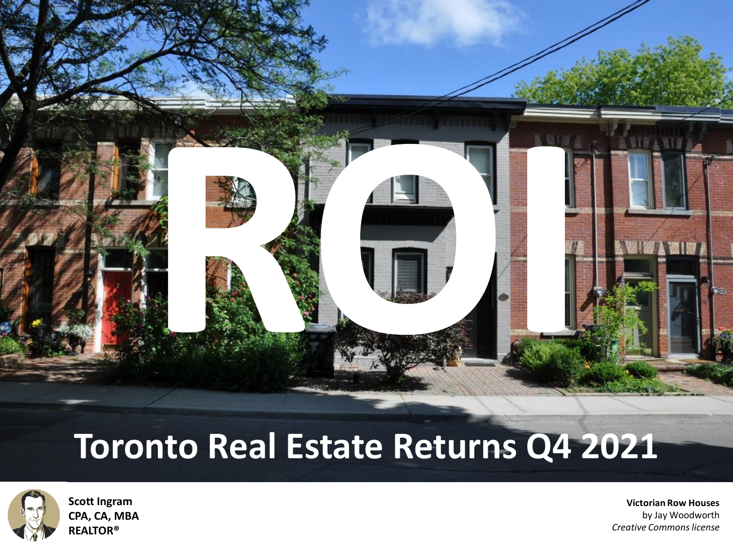# ROI

## Toronto Real Estate Returns Q4 2021

**Scott Ingram**
**CPA, CA, MBA**
**REALTOR®**

**Victorian Row Houses**
by Jay Woodworth
*Creative Commons license*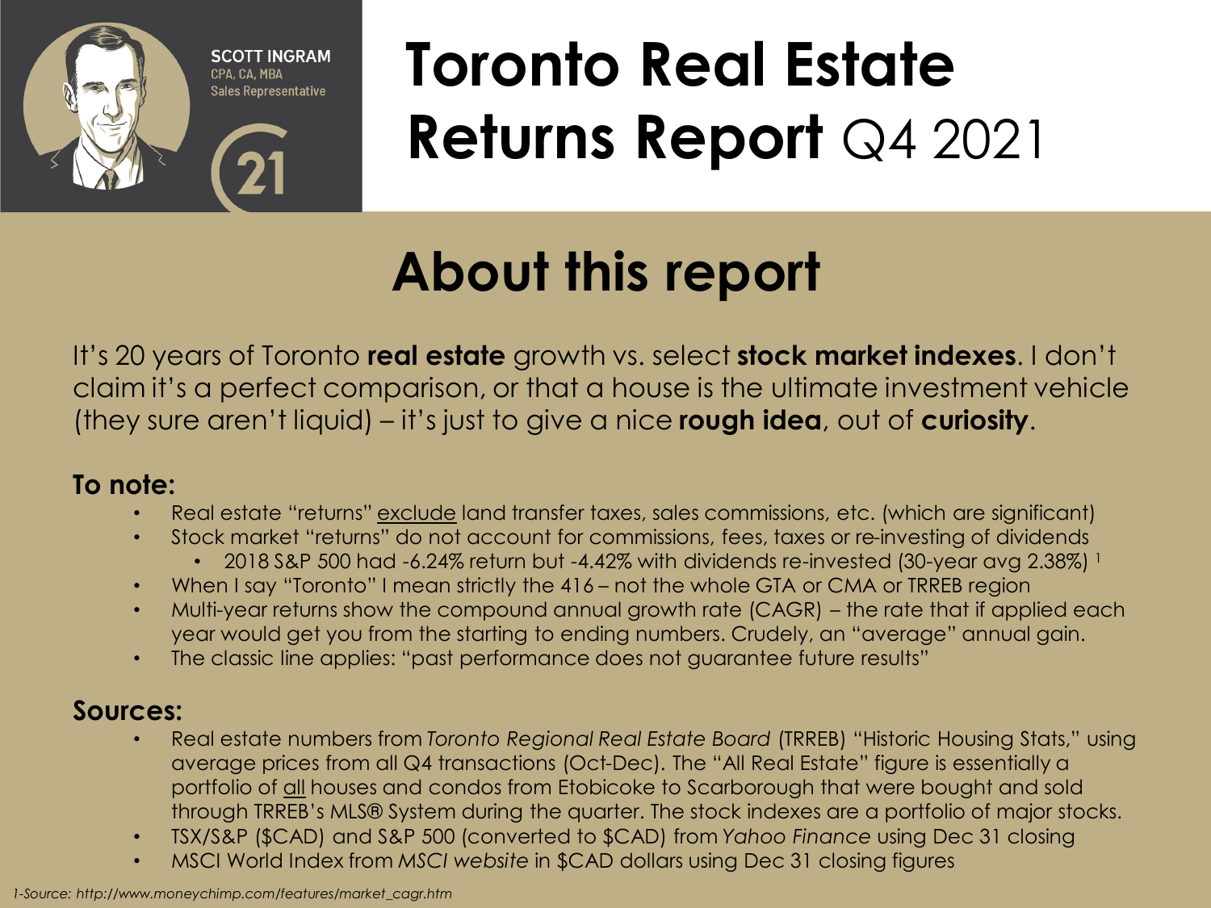SCOTT INGRAM
CPA, CA, MBA
Sales Representative

# Toronto Real Estate Returns Report Q4 2021

## About this report

It's 20 years of Toronto **real estate** growth vs. select **stock market indexes**. I don't claim it's a perfect comparison, or that a house is the ultimate investment vehicle (they sure aren't liquid) – it's just to give a nice **rough idea**, out of **curiosity**.

### To note:

- Real estate "returns" exclude land transfer taxes, sales commissions, etc. (which are significant)
- Stock market "returns" do not account for commissions, fees, taxes or re-investing of dividends
  - 2018 S&P 500 had -6.24% return but -4.42% with dividends re-invested (30-year avg 2.38%) [1]
- When I say "Toronto" I mean strictly the 416 – not the whole GTA or CMA or TRREB region
- Multi-year returns show the compound annual growth rate (CAGR) – the rate that if applied each year would get you from the starting to ending numbers. Crudely, an "average" annual gain.
- The classic line applies: "past performance does not guarantee future results"

### Sources:

- Real estate numbers from *Toronto Regional Real Estate Board* (TRREB) "Historic Housing Stats," using average prices from all Q4 transactions (Oct-Dec). The "All Real Estate" figure is essentially a portfolio of all houses and condos from Etobicoke to Scarborough that were bought and sold through TRREB's MLS® System during the quarter. The stock indexes are a portfolio of major stocks.
- TSX/S&P ($CAD) and S&P 500 (converted to $CAD) from *Yahoo Finance* using Dec 31 closing
- MSCI World Index from *MSCI website* in $CAD dollars using Dec 31 closing figures

*1-Source: http://www.moneychimp.com/features/market_cagr.htm*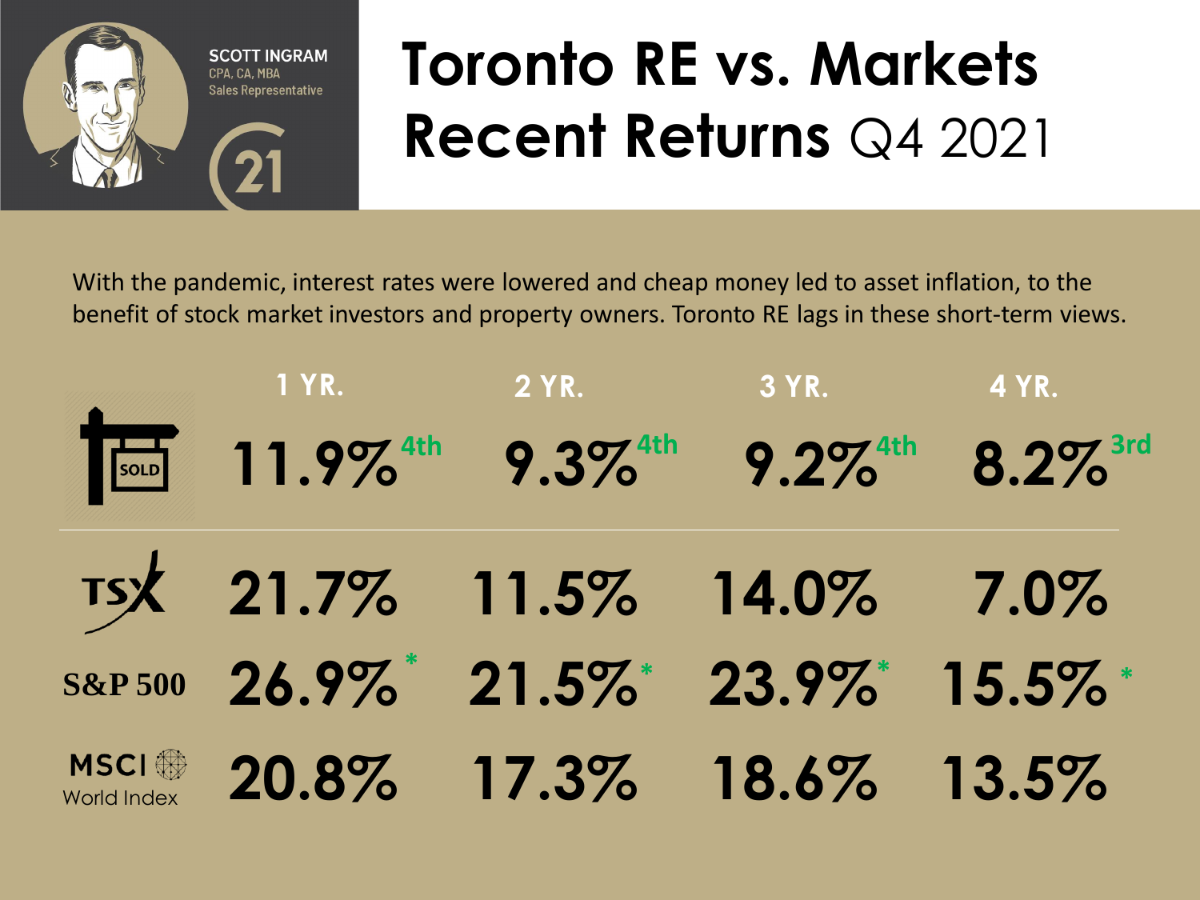SCOTT INGRAM
CPA, CA, MBA
Sales Representative

# Toronto RE vs. Markets Recent Returns Q4 2021

With the pandemic, interest rates were lowered and cheap money led to asset inflation, to the benefit of stock market investors and property owners. Toronto RE lags in these short-term views.

| | 1 YR. | 2 YR. | 3 YR. | 4 YR. |
|---|---|---|---|---|
| SOLD | 11.9% 4th | 9.3% 4th | 9.2% 4th | 8.2% 3rd |
| TSX | 21.7% | 11.5% | 14.0% | 7.0% |
| S&P 500 | 26.9% * | 21.5% * | 23.9% * | 15.5% * |
| MSCI World Index | 20.8% | 17.3% | 18.6% | 13.5% |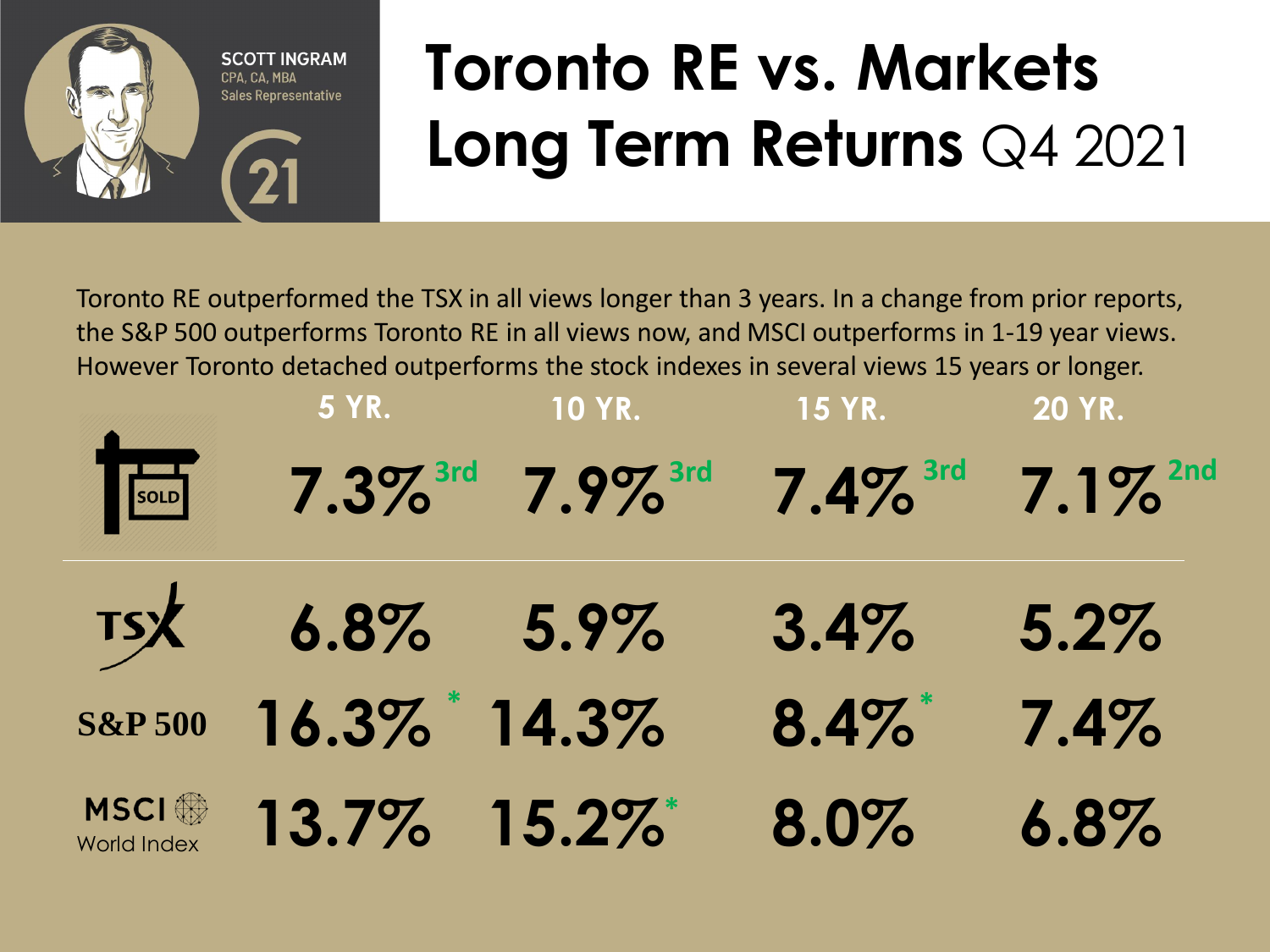SCOTT INGRAM
CPA, CA, MBA
Sales Representative

# Toronto RE vs. Markets Long Term Returns Q4 2021

Toronto RE outperformed the TSX in all views longer than 3 years. In a change from prior reports, the S&P 500 outperforms Toronto RE in all views now, and MSCI outperforms in 1-19 year views. However Toronto detached outperforms the stock indexes in several views 15 years or longer.

| | 5 YR. | 10 YR. | 15 YR. | 20 YR. |
|---|---|---|---|---|
| SOLD | 7.3% 3rd | 7.9% 3rd | 7.4% 3rd | 7.1% 2nd |
| TSX | 6.8% | 5.9% | 3.4% | 5.2% |
| S&P 500 | 16.3% * | 14.3% | 8.4% * | 7.4% |
| MSCI World Index | 13.7% | 15.2% * | 8.0% | 6.8% |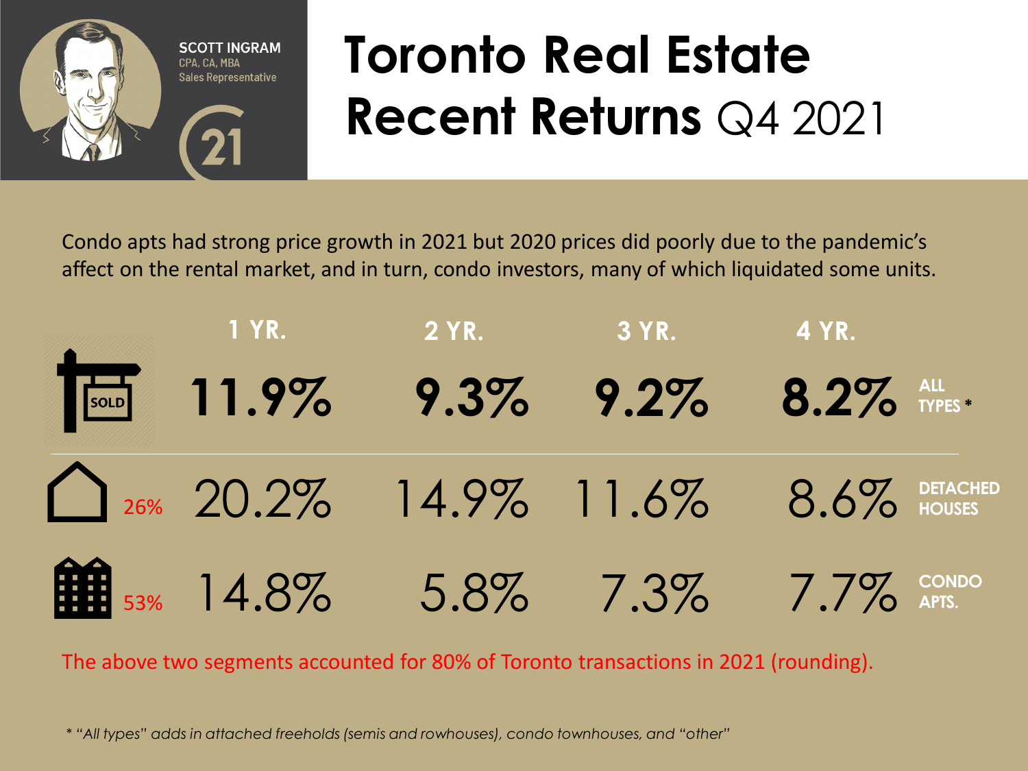SCOTT INGRAM
CPA, CA, MBA
Sales Representative

# Toronto Real Estate Recent Returns Q4 2021

Condo apts had strong price growth in 2021 but 2020 prices did poorly due to the pandemic's affect on the rental market, and in turn, condo investors, many of which liquidated some units.

| | 1 YR. | 2 YR. | 3 YR. | 4 YR. | |
|---|---|---|---|---|---|
| SOLD | **11.9%** | **9.3%** | **9.2%** | **8.2%** | ALL TYPES * |
| 26% | 20.2% | 14.9% | 11.6% | 8.6% | DETACHED HOUSES |
| 53% | 14.8% | 5.8% | 7.3% | 7.7% | CONDO APTS. |

The above two segments accounted for 80% of Toronto transactions in 2021 (rounding).

* *"All types" adds in attached freeholds (semis and rowhouses), condo townhouses, and "other"*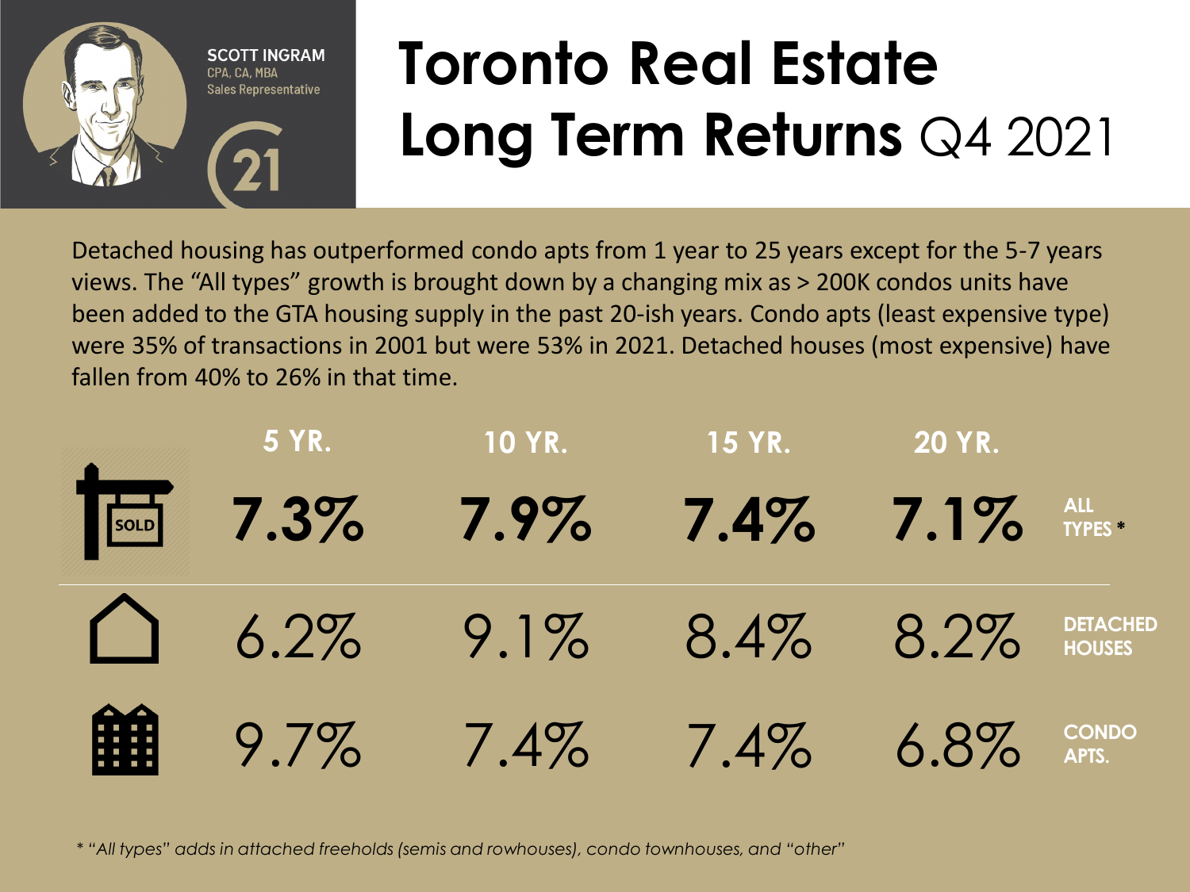SCOTT INGRAM
CPA, CA, MBA
Sales Representative

# Toronto Real Estate Long Term Returns Q4 2021

Detached housing has outperformed condo apts from 1 year to 25 years except for the 5-7 years views. The "All types" growth is brought down by a changing mix as > 200K condos units have been added to the GTA housing supply in the past 20-ish years. Condo apts (least expensive type) were 35% of transactions in 2001 but were 53% in 2021. Detached houses (most expensive) have fallen from 40% to 26% in that time.

| | 5 YR. | 10 YR. | 15 YR. | 20 YR. |
|---|---|---|---|---|
| **ALL TYPES *** | **7.3%** | **7.9%** | **7.4%** | **7.1%** |
| DETACHED HOUSES | 6.2% | 9.1% | 8.4% | 8.2% |
| CONDO APTS. | 9.7% | 7.4% | 7.4% | 6.8% |

*\* "All types" adds in attached freeholds (semis and rowhouses), condo townhouses, and "other"*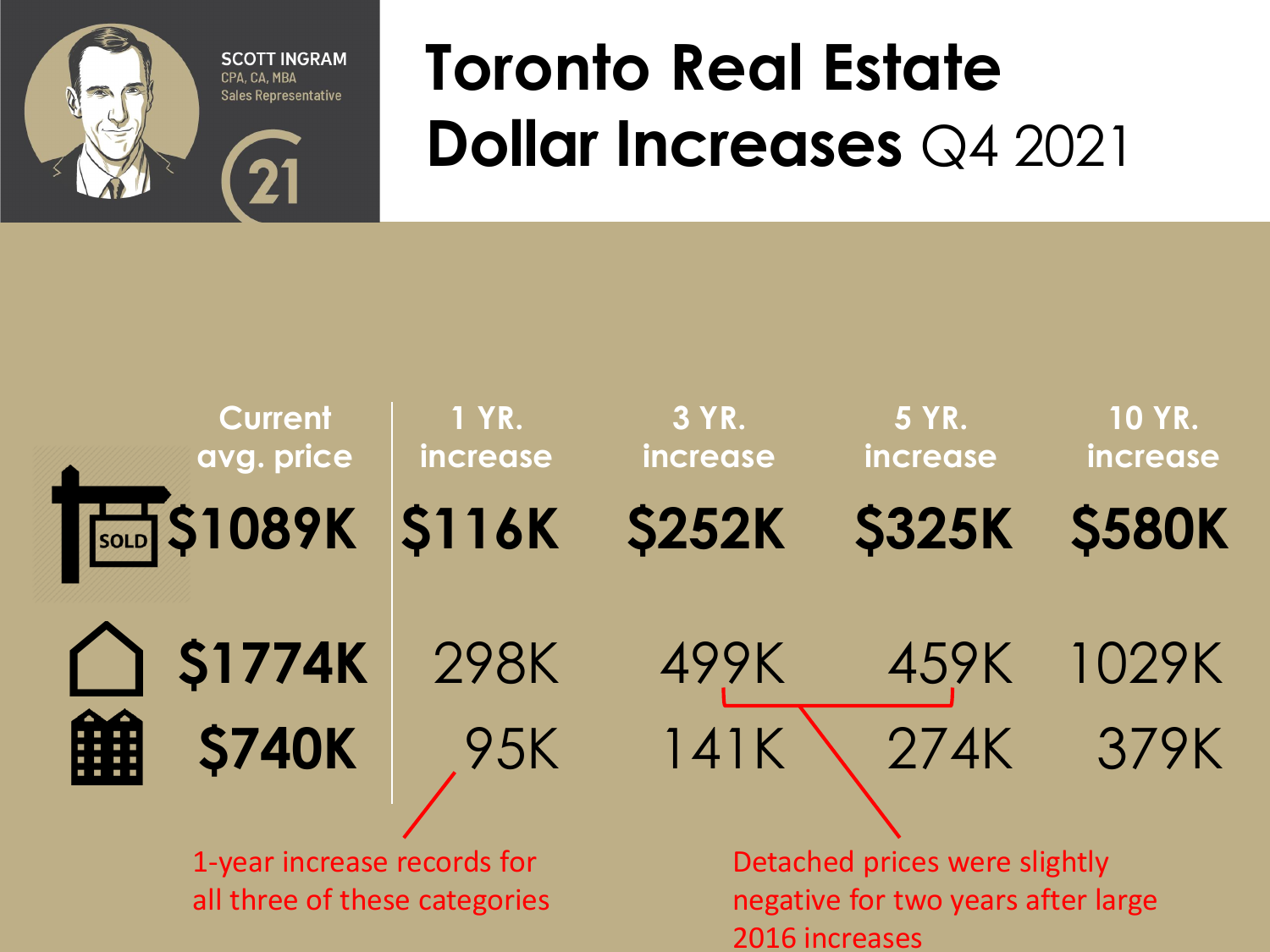SCOTT INGRAM
CPA, CA, MBA
Sales Representative

# Toronto Real Estate Dollar Increases Q4 2021

| | Current avg. price | 1 YR. increase | 3 YR. increase | 5 YR. increase | 10 YR. increase |
|---|---|---|---|---|---|
| SOLD | $1089K | $116K | $252K | $325K | $580K |
| Detached | $1774K | 298K | 499K | 459K | 1029K |
| Condo | $740K | 95K | 141K | 274K | 379K |

1-year increase records for all three of these categories

Detached prices were slightly negative for two years after large 2016 increases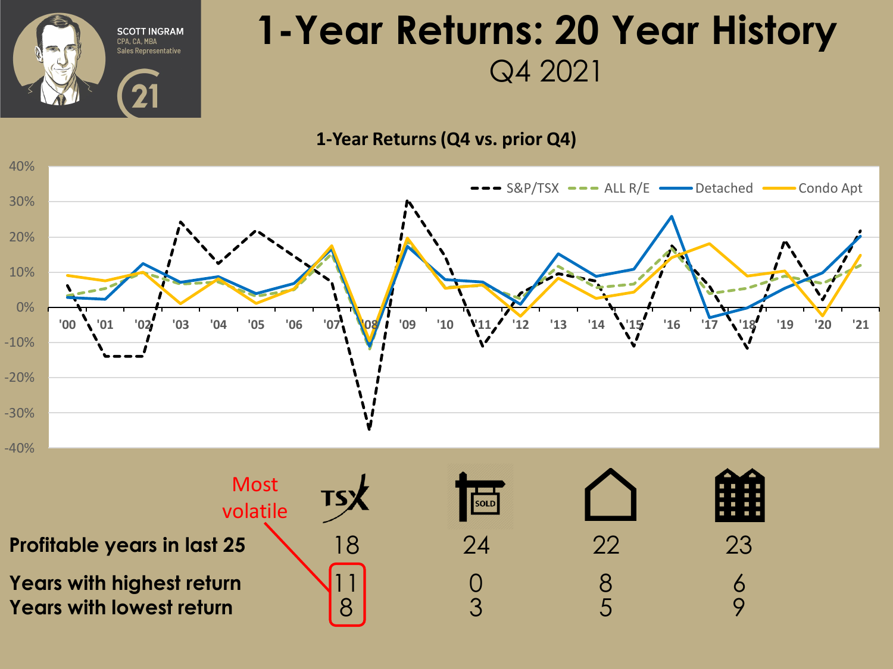# 1-Year Returns: 20 Year History

Q4 2021

SCOTT INGRAM
CPA, CA, MBA
Sales Representative

**1-Year Returns (Q4 vs. prior Q4)**

S&P/TSX — ALL R/E — Detached — Condo Apt

| | TSX | ALL R/E | Detached | Condo Apt |
|---|---|---|---|---|
| **Profitable years in last 25** | 18 | 24 | 22 | 23 |
| **Years with highest return** | 11 | 0 | 8 | 6 |
| **Years with lowest return** | 8 | 3 | 5 | 9 |

Most volatile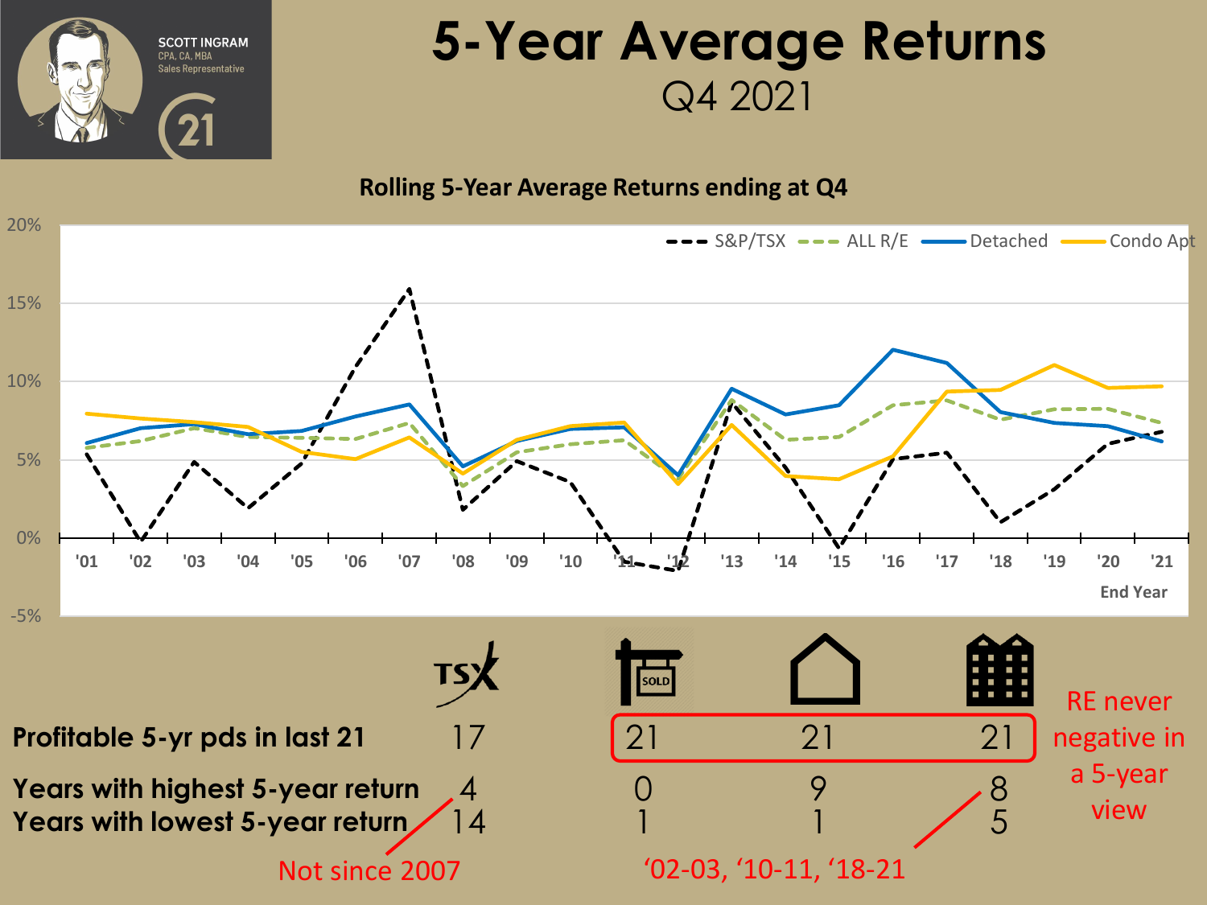# 5-Year Average Returns

## Q4 2021

SCOTT INGRAM
CPA, CA, MBA
Sales Representative

### Rolling 5-Year Average Returns ending at Q4

| | TSX | ALL R/E (SOLD) | Detached | Condo Apt |
|---|---|---|---|---|
| Profitable 5-yr pds in last 21 | 17 | 21 | 21 | 21 |
| Years with highest 5-year return | 4 | 0 | 9 | 8 |
| Years with lowest 5-year return | 14 | 1 | 1 | 5 |

RE never negative in a 5-year view

Not since 2007

'02-03, '10-11, '18-21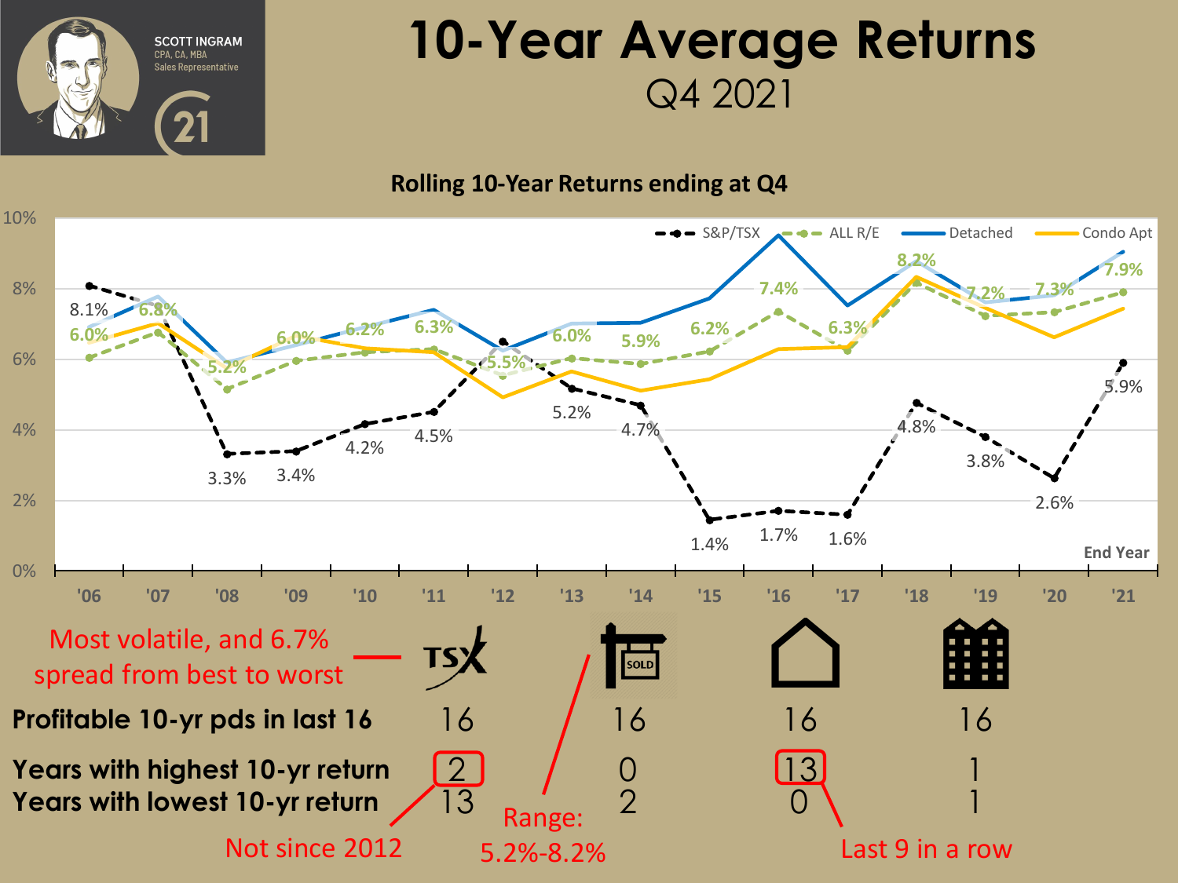SCOTT INGRAM
CPA, CA, MBA
Sales Representative

# 10-Year Average Returns

## Q4 2021

**Rolling 10-Year Returns ending at Q4**

Legend: S&P/TSX, ALL R/E, Detached, Condo Apt

| End Year | '06 | '07 | '08 | '09 | '10 | '11 | '12 | '13 | '14 | '15 | '16 | '17 | '18 | '19 | '20 | '21 |
|---|---|---|---|---|---|---|---|---|---|---|---|---|---|---|---|---|
| S&P/TSX | 8.1% | | 3.3% | 3.4% | 4.2% | 4.5% | | 5.2% | 4.7% | 1.4% | 1.7% | 1.6% | 4.8% | 3.8% | 2.6% | 5.9% |
| ALL R/E | 6.0% | 6.8% | 5.2% | 6.0% | 6.2% | 6.3% | 5.5% | 6.0% | 5.9% | 6.2% | 7.4% | 6.3% | 8.2% | 7.2% | 7.3% | 7.9% |

| | TSX | SOLD (All R/E) | Detached | Condo Apt |
|---|---|---|---|---|
| **Profitable 10-yr pds in last 16** | 16 | 16 | 16 | 16 |
| **Years with highest 10-yr return** | 2 | 0 | 13 | 1 |
| **Years with lowest 10-yr return** | 13 | 2 | 0 | 1 |

Most volatile, and 6.7% spread from best to worst

Not since 2012

Range: 5.2%-8.2%

Last 9 in a row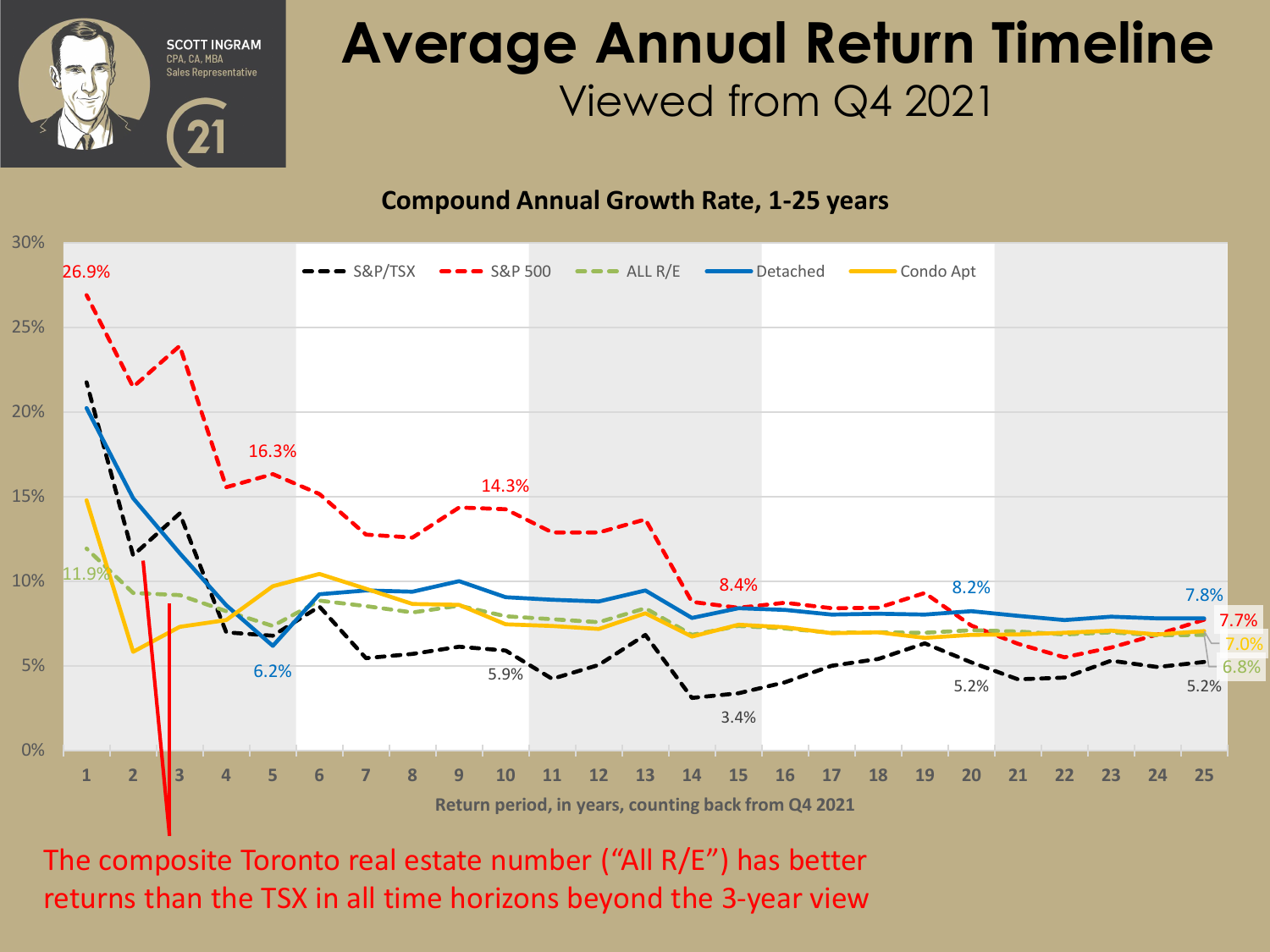# Average Annual Return Timeline

## Viewed from Q4 2021

SCOTT INGRAM
CPA, CA, MBA
Sales Representative

**Compound Annual Growth Rate, 1-25 years**

Legend: S&P/TSX, S&P 500, ALL R/E, Detached, Condo Apt

Labelled values: 26.9% (S&P 500, 1 yr); 11.9% (ALL R/E, 1 yr); 16.3% (S&P 500, 5 yr); 6.2% (Detached, 5 yr); 14.3% (S&P 500, 10 yr); 5.9% (S&P/TSX, 10 yr); 8.4% (S&P 500, 15 yr); 3.4% (S&P/TSX, 15 yr); 8.2% (Detached, 20 yr); 5.2% (S&P/TSX, 20 yr); 7.8% (Detached, 25 yr); 7.7% (S&P 500, 25 yr); 7.0% (Condo Apt, 25 yr); 6.8% (ALL R/E, 25 yr); 5.2% (S&P/TSX, 25 yr)

Return period, in years, counting back from Q4 2021

The composite Toronto real estate number ("All R/E") has better returns than the TSX in all time horizons beyond the 3-year view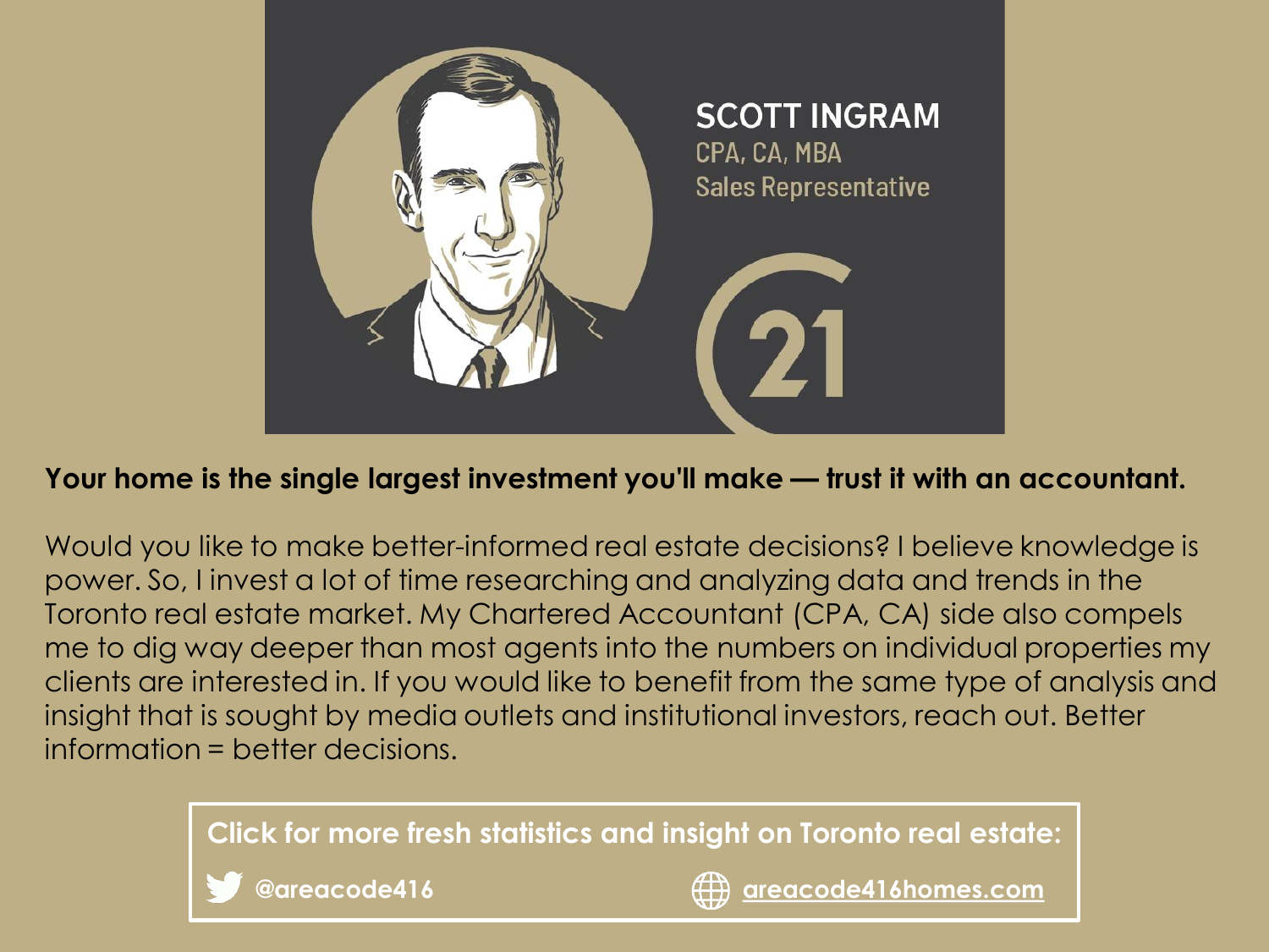**SCOTT INGRAM**
CPA, CA, MBA
Sales Representative

**Your home is the single largest investment you'll make — trust it with an accountant.**

Would you like to make better-informed real estate decisions? I believe knowledge is power. So, I invest a lot of time researching and analyzing data and trends in the Toronto real estate market. My Chartered Accountant (CPA, CA) side also compels me to dig way deeper than most agents into the numbers on individual properties my clients are interested in. If you would like to benefit from the same type of analysis and insight that is sought by media outlets and institutional investors, reach out. Better information = better decisions.

**Click for more fresh statistics and insight on Toronto real estate:**

**@areacode416**

**areacode416homes.com**